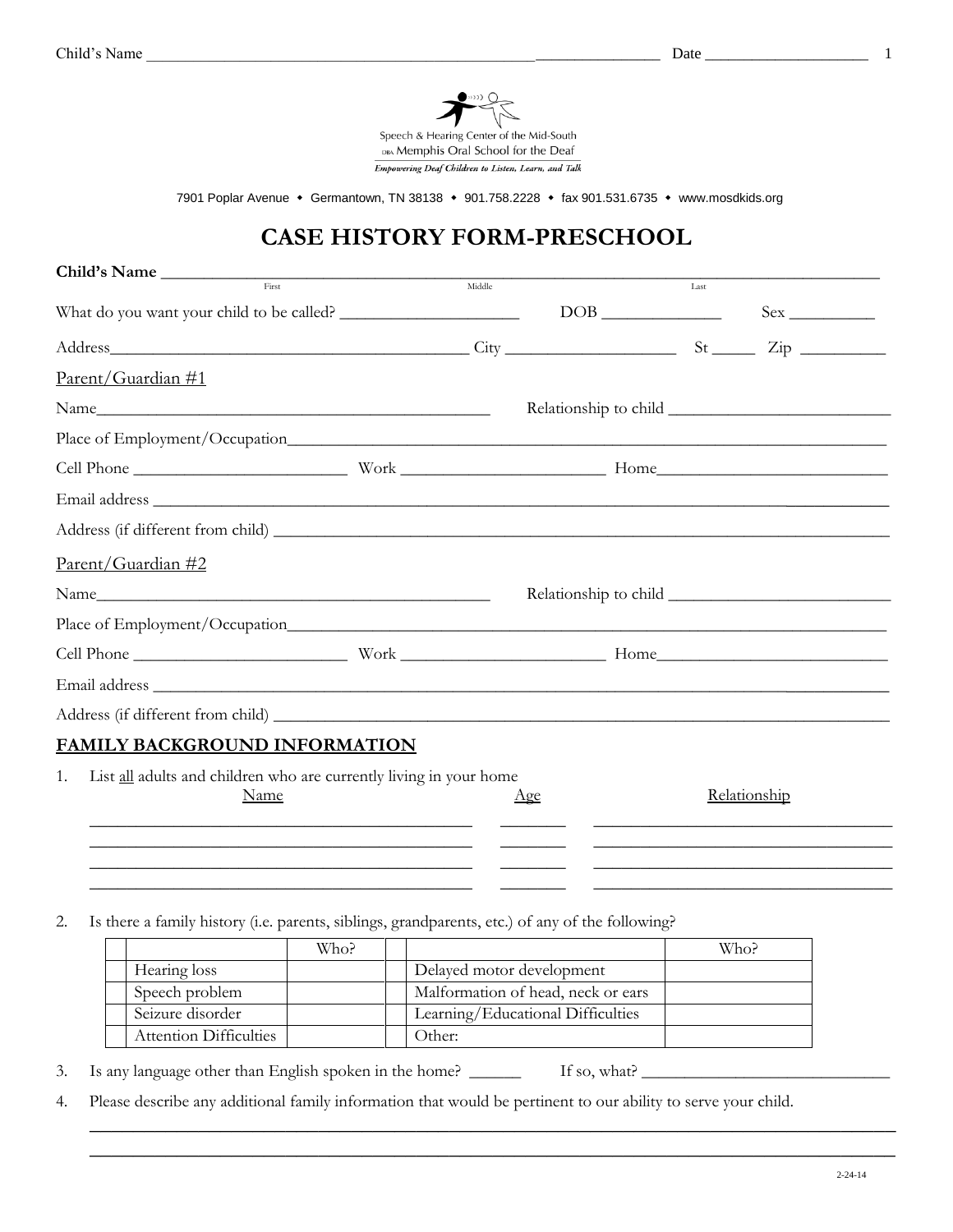Speech & Hearing Center of the Mid-South
DBA Memphis Oral School for the Deaf
*Empowering Deaf Children to Listen, Learn, and Talk*

7901 Poplar Avenue • Germantown, TN 38138 • 901.758.2228 • fax 901.531.6735 • www.mosdkids.org

# CASE HISTORY FORM-PRESCHOOL

**Child's Name** ______________________________________________
First / Middle / Last

What do you want your child to be called? ____________ DOB ____________ Sex ________

Address______________________________ City ______________ St _____ Zip ________

Parent/Guardian #1

Name______________________________ Relationship to child ______________________

Place of Employment/Occupation______________________________________________

Cell Phone ________________ Work ________________ Home____________________

Email address ________________________________________________________

Address (if different from child) __________________________________________

Parent/Guardian #2

Name______________________________ Relationship to child ______________________

Place of Employment/Occupation______________________________________________

Cell Phone ________________ Work ________________ Home____________________

Email address ________________________________________________________

Address (if different from child) __________________________________________

## FAMILY BACKGROUND INFORMATION

1. List all adults and children who are currently living in your home

| Name | Age | Relationship |
|---|---|---|
| | | |
| | | |
| | | |
| | | |

2. Is there a family history (i.e. parents, siblings, grandparents, etc.) of any of the following?

| | | Who? | | | Who? |
|---|---|---|---|---|---|
| | Hearing loss | | | Delayed motor development | |
| | Speech problem | | | Malformation of head, neck or ears | |
| | Seizure disorder | | | Learning/Educational Difficulties | |
| | Attention Difficulties | | | Other: | |

3. Is any language other than English spoken in the home? ______ If so, what? ______________________

4. Please describe any additional family information that would be pertinent to our ability to serve your child.

______________________________________________________________________

______________________________________________________________________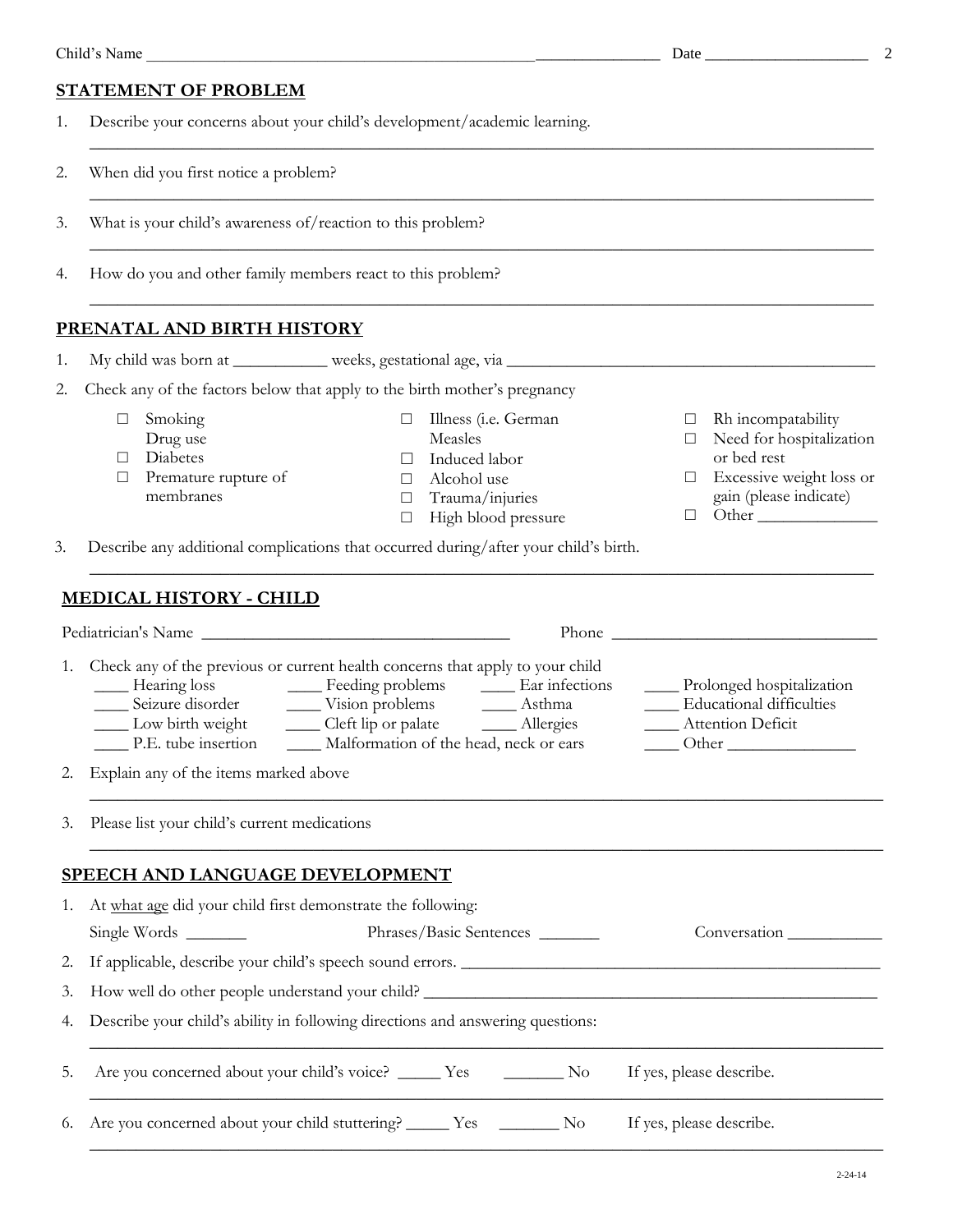Child's Name ________________________________________________ Date ____________________

## STATEMENT OF PROBLEM

1. Describe your concerns about your child's development/academic learning.
_______________________________________________________________________________

2. When did you first notice a problem?
_______________________________________________________________________________

3. What is your child's awareness of/reaction to this problem?
_______________________________________________________________________________

4. How do you and other family members react to this problem?
_______________________________________________________________________________

## PRENATAL AND BIRTH HISTORY

1. My child was born at ___________ weeks, gestational age, via _____________________________________________

2. Check any of the factors below that apply to the birth mother's pregnancy

- ☐ Smoking
  Drug use
- ☐ Diabetes
- ☐ Premature rupture of membranes
- ☐ Illness (i.e. German Measles
- ☐ Induced labor
- ☐ Alcohol use
- ☐ Trauma/injuries
- ☐ High blood pressure
- ☐ Rh incompatability
- ☐ Need for hospitalization or bed rest
- ☐ Excessive weight loss or gain (please indicate)
- ☐ Other ______________

3. Describe any additional complications that occurred during/after your child's birth.
_______________________________________________________________________________

## MEDICAL HISTORY - CHILD

Pediatrician's Name _____________________________________ Phone ________________________________

1. Check any of the previous or current health concerns that apply to your child

| | | | |
|---|---|---|---|
| ____ Hearing loss | ____ Feeding problems | ____ Ear infections | ____ Prolonged hospitalization |
| ____ Seizure disorder | ____ Vision problems | ____ Asthma | ____ Educational difficulties |
| ____ Low birth weight | ____ Cleft lip or palate | ____ Allergies | ____ Attention Deficit |
| ____ P.E. tube insertion | ____ Malformation of the head, neck or ears | | ____ Other _______________ |

2. Explain any of the items marked above
_______________________________________________________________________________

3. Please list your child's current medications
_______________________________________________________________________________

## SPEECH AND LANGUAGE DEVELOPMENT

1. At what age did your child first demonstrate the following:

   Single Words _______ Phrases/Basic Sentences _______ Conversation ___________

2. If applicable, describe your child's speech sound errors. ___________________________________________________

3. How well do other people understand your child? _______________________________________________________

4. Describe your child's ability in following directions and answering questions:
_______________________________________________________________________________

5. Are you concerned about your child's voice? _____ Yes _______ No If yes, please describe.
_______________________________________________________________________________

6. Are you concerned about your child stuttering? _____ Yes _______ No If yes, please describe.
_______________________________________________________________________________

2-24-14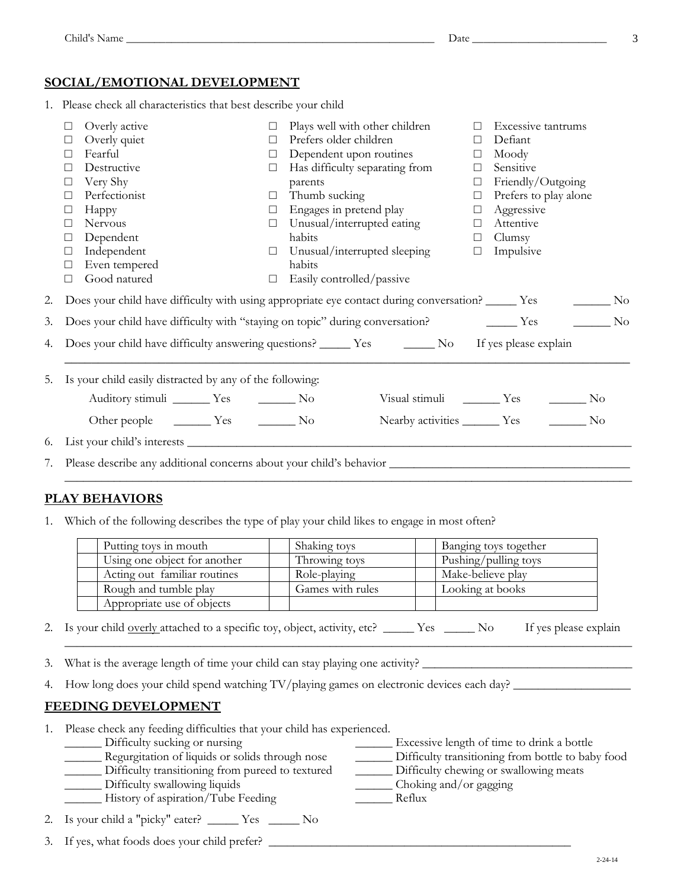Child's Name ______________________________ Date ____________________

## SOCIAL/EMOTIONAL DEVELOPMENT

1. Please check all characteristics that best describe your child

- ☐ Overly active
- ☐ Overly quiet
- ☐ Fearful
- ☐ Destructive
- ☐ Very Shy
- ☐ Perfectionist
- ☐ Happy
- ☐ Nervous
- ☐ Dependent
- ☐ Independent
- ☐ Even tempered
- ☐ Good natured
- ☐ Plays well with other children
- ☐ Prefers older children
- ☐ Dependent upon routines
- ☐ Has difficulty separating from parents
- ☐ Thumb sucking
- ☐ Engages in pretend play
- ☐ Unusual/interrupted eating habits
- ☐ Unusual/interrupted sleeping habits
- ☐ Easily controlled/passive
- ☐ Excessive tantrums
- ☐ Defiant
- ☐ Moody
- ☐ Sensitive
- ☐ Friendly/Outgoing
- ☐ Prefers to play alone
- ☐ Aggressive
- ☐ Attentive
- ☐ Clumsy
- ☐ Impulsive

2. Does your child have difficulty with using appropriate eye contact during conversation? _____ Yes _____ No

3. Does your child have difficulty with "staying on topic" during conversation? _____ Yes _____ No

4. Does your child have difficulty answering questions? _____ Yes _____ No If yes please explain
______________________________________________________________________________

5. Is your child easily distracted by any of the following:

   Auditory stimuli _____ Yes _____ No  Visual stimuli _____ Yes _____ No

   Other people _____ Yes _____ No  Nearby activities _____ Yes _____ No

6. List your child's interests ______________________________________________________

7. Please describe any additional concerns about your child's behavior ______________________
______________________________________________________________________________

## PLAY BEHAVIORS

1. Which of the following describes the type of play your child likes to engage in most often?

| | | | | | |
|---|---|---|---|---|---|
| | Putting toys in mouth | | Shaking toys | | Banging toys together |
| | Using one object for another | | Throwing toys | | Pushing/pulling toys |
| | Acting out familiar routines | | Role-playing | | Make-believe play |
| | Rough and tumble play | | Games with rules | | Looking at books |
| | Appropriate use of objects | | | | |

2. Is your child overly attached to a specific toy, object, activity, etc? _____ Yes _____ No If yes please explain
______________________________________________________________________________

3. What is the average length of time your child can stay playing one activity? ____________________

4. How long does your child spend watching TV/playing games on electronic devices each day? ____________

## FEEDING DEVELOPMENT

1. Please check any feeding difficulties that your child has experienced.
   - ______ Difficulty sucking or nursing
   - ______ Regurgitation of liquids or solids through nose
   - ______ Difficulty transitioning from pureed to textured
   - ______ Difficulty swallowing liquids
   - ______ History of aspiration/Tube Feeding
   - ______ Excessive length of time to drink a bottle
   - ______ Difficulty transitioning from bottle to baby food
   - ______ Difficulty chewing or swallowing meats
   - ______ Choking and/or gagging
   - ______ Reflux

2. Is your child a "picky" eater? _____ Yes _____ No

3. If yes, what foods does your child prefer? ______________________________________

2-24-14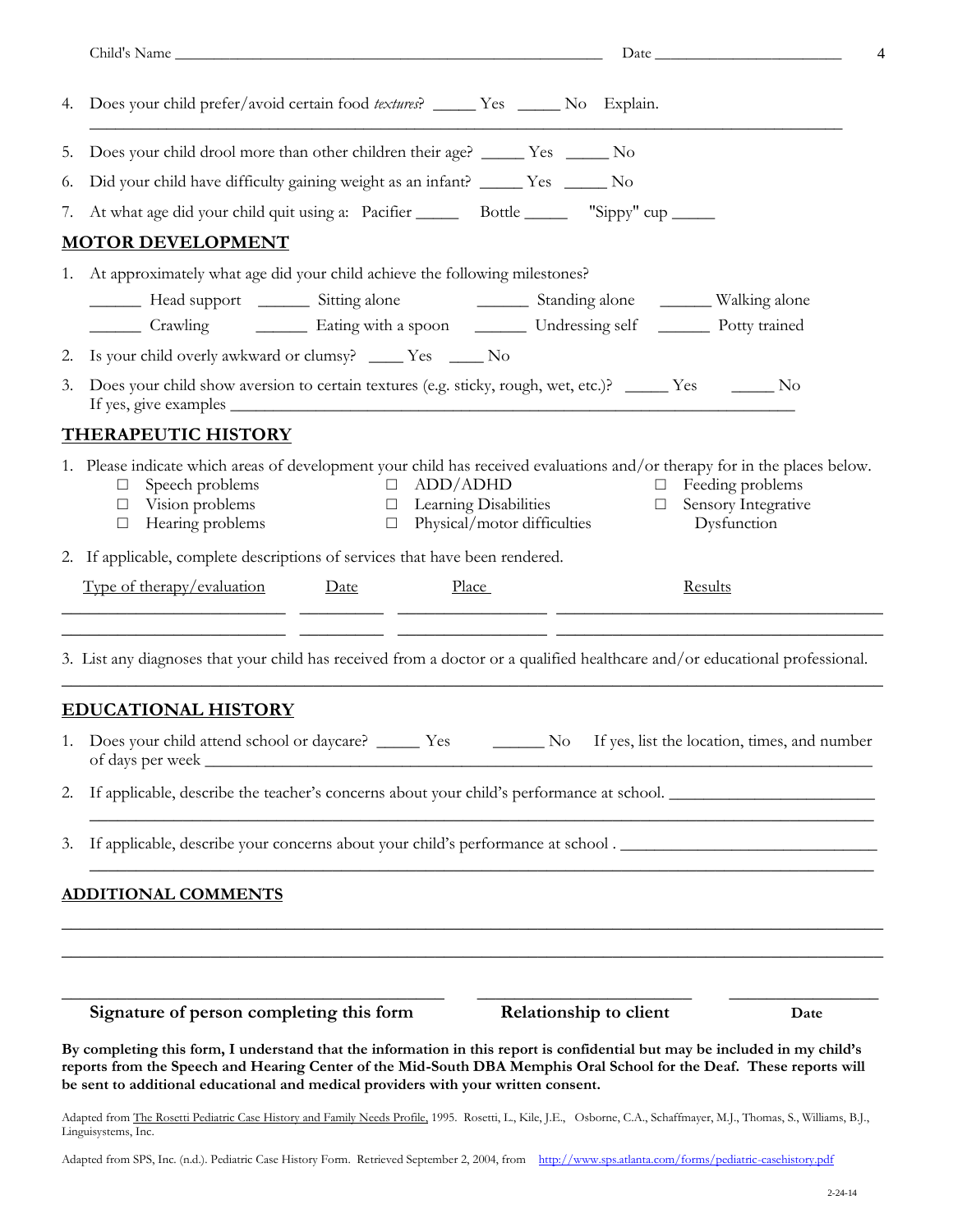Child's Name ______________________________________________ Date ______________________

4. Does your child prefer/avoid certain food *textures*? _____ Yes _____ No Explain.
_______________________________________________________________________________

5. Does your child drool more than other children their age? _____ Yes _____ No
6. Did your child have difficulty gaining weight as an infant? _____ Yes _____ No
7. At what age did your child quit using a: Pacifier _____ Bottle _____ "Sippy" cup _____

## MOTOR DEVELOPMENT

1. At approximately what age did your child achieve the following milestones?

   ______ Head support ______ Sitting alone ______ Standing alone ______ Walking alone
   ______ Crawling ______ Eating with a spoon ______ Undressing self ______ Potty trained

2. Is your child overly awkward or clumsy? ____ Yes ____ No
3. Does your child show aversion to certain textures (e.g. sticky, rough, wet, etc.)? _____ Yes _____ No
   If yes, give examples ___________________________________________________________

## THERAPEUTIC HISTORY

1. Please indicate which areas of development your child has received evaluations and/or therapy for in the places below.
   - ☐ Speech problems
   - ☐ Vision problems
   - ☐ Hearing problems
   - ☐ ADD/ADHD
   - ☐ Learning Disabilities
   - ☐ Physical/motor difficulties
   - ☐ Feeding problems
   - ☐ Sensory Integrative Dysfunction

2. If applicable, complete descriptions of services that have been rendered.

| Type of therapy/evaluation | Date | Place | Results |
| --- | --- | --- | --- |
| | | | |
| | | | |

3. List any diagnoses that your child has received from a doctor or a qualified healthcare and/or educational professional.
_______________________________________________________________________________

## EDUCATIONAL HISTORY

1. Does your child attend school or daycare? _____ Yes ______ No If yes, list the location, times, and number of days per week _______________________________________________________________
2. If applicable, describe the teacher's concerns about your child's performance at school. ______________________
_______________________________________________________________________________
3. If applicable, describe your concerns about your child's performance at school . ___________________________
_______________________________________________________________________________

## ADDITIONAL COMMENTS

_______________________________________________________________________________
_______________________________________________________________________________

______________________________ ______________________ ______________
**Signature of person completing this form** **Relationship to client** **Date**

**By completing this form, I understand that the information in this report is confidential but may be included in my child's reports from the Speech and Hearing Center of the Mid-South DBA Memphis Oral School for the Deaf. These reports will be sent to additional educational and medical providers with your written consent.**

Adapted from The Rosetti Pediatric Case History and Family Needs Profile, 1995. Rosetti, L., Kile, J.E., Osborne, C.A., Schaffmayer, M.J., Thomas, S., Williams, B.J., Linguisystems, Inc.

Adapted from SPS, Inc. (n.d.). Pediatric Case History Form. Retrieved September 2, 2004, from http://www.sps.atlanta.com/forms/pediatric-casehistory.pdf

2-24-14